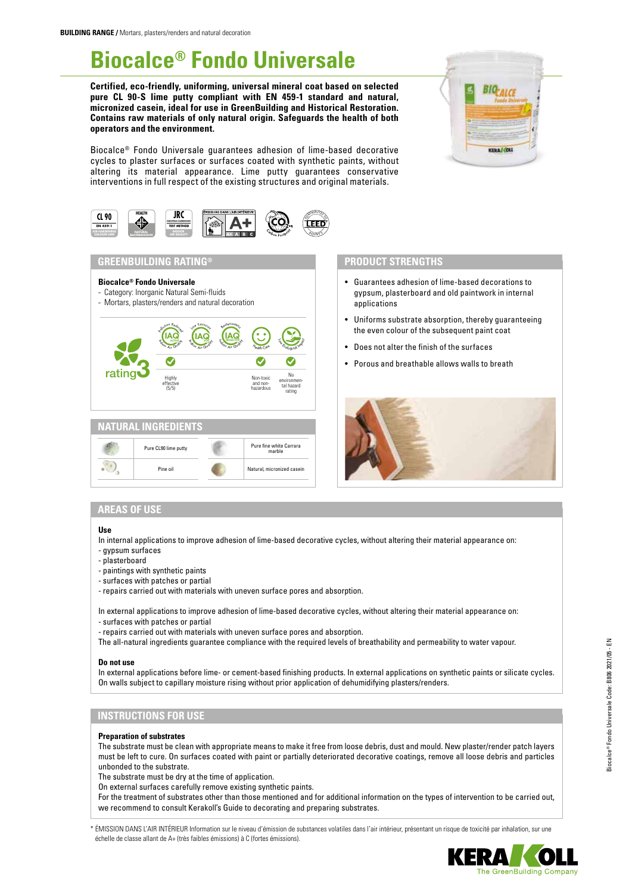**BUILDING RANGE /** Mortars, plasters/renders and natural decoration

# Biocalce® Fondo Universale

**Certified, eco-friendly, uniforming, universal mineral coat based on selected pure CL 90-S lime putty compliant with EN 459-1 standard and natural, micronized casein, ideal for use in GreenBuilding and Historical Restoration. Contains raw materials of only natural origin. Safeguards the health of both operators and the environment.**

Biocalce® Fondo Universale guarantees adhesion of lime-based decorative cycles to plaster surfaces or surfaces coated with synthetic paints, without altering its material appearance. Lime putty guarantees conservative interventions in full respect of the existing structures and original materials.

## GREENBUILDING RATING®

**Biocalce® Fondo Universale**

- Category: Inorganic Natural Semi-fluids
- Mortars, plasters/renders and natural decoration

rating 3

| Pollution Reduction IAQ Active | Low Emission IAQ VOC | Bacteriostatic IAQ Bioactive | Health Care | Low Ecological Impact |
|---|---|---|---|---|
| ✓ | | | ✓ | ✓ |
| Highly effective (5/5) | | | Non-toxic and non-hazardous | No environmental hazard rating |

## NATURAL INGREDIENTS

| Pure CL90 lime putty | Pure fine white Carrara marble |
|---|---|
| Pine oil | Natural, micronized casein |

## PRODUCT STRENGTHS

- Guarantees adhesion of lime-based decorations to gypsum, plasterboard and old paintwork in internal applications
- Uniforms substrate absorption, thereby guaranteeing the even colour of the subsequent paint coat
- Does not alter the finish of the surfaces
- Porous and breathable allows walls to breath

## AREAS OF USE

**Use**

In internal applications to improve adhesion of lime-based decorative cycles, without altering their material appearance on:
- gypsum surfaces
- plasterboard
- paintings with synthetic paints
- surfaces with patches or partial
- repairs carried out with materials with uneven surface pores and absorption.

In external applications to improve adhesion of lime-based decorative cycles, without altering their material appearance on:
- surfaces with patches or partial
- repairs carried out with materials with uneven surface pores and absorption.

The all-natural ingredients guarantee compliance with the required levels of breathability and permeability to water vapour.

**Do not use**

In external applications before lime- or cement-based finishing products. In external applications on synthetic paints or silicate cycles. On walls subject to capillary moisture rising without prior application of dehumidifying plasters/renders.

## INSTRUCTIONS FOR USE

**Preparation of substrates**

The substrate must be clean with appropriate means to make it free from loose debris, dust and mould. New plaster/render patch layers must be left to cure. On surfaces coated with paint or partially deteriorated decorative coatings, remove all loose debris and particles unbonded to the substrate.

The substrate must be dry at the time of application.

On external surfaces carefully remove existing synthetic paints.

For the treatment of substrates other than those mentioned and for additional information on the types of intervention to be carried out, we recommend to consult Kerakoll's Guide to decorating and preparing substrates.

\* ÉMISSION DANS L'AIR INTÉRIEUR Information sur le niveau d'émission de substances volatiles dans l'air intérieur, présentant un risque de toxicité par inhalation, sur une échelle de classe allant de A+ (très faibles émissions) à C (fortes émissions).

Biocalce® Fondo Universale Code: B806 2021/05 - EN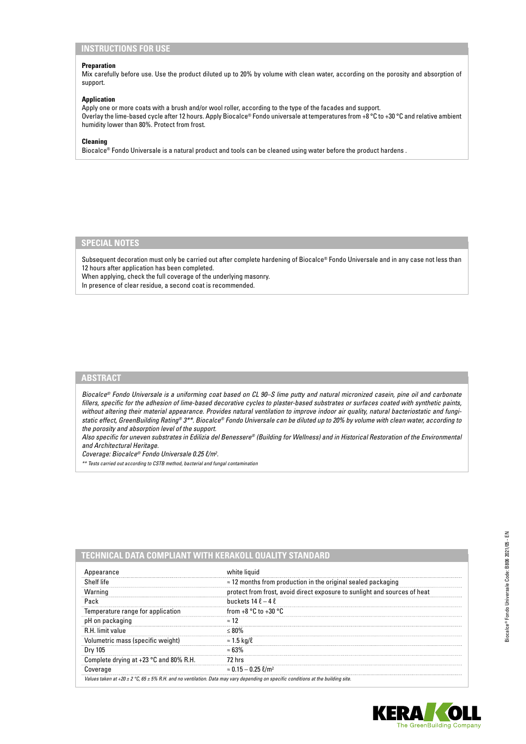## INSTRUCTIONS FOR USE

**Preparation**

Mix carefully before use. Use the product diluted up to 20% by volume with clean water, according on the porosity and absorption of support.

**Application**

Apply one or more coats with a brush and/or wool roller, according to the type of the facades and support.
Overlay the lime-based cycle after 12 hours. Apply Biocalce® Fondo universale at temperatures from +8 °C to +30 °C and relative ambient humidity lower than 80%. Protect from frost.

**Cleaning**

Biocalce® Fondo Universale is a natural product and tools can be cleaned using water before the product hardens .

## SPECIAL NOTES

Subsequent decoration must only be carried out after complete hardening of Biocalce® Fondo Universale and in any case not less than 12 hours after application has been completed.
When applying, check the full coverage of the underlying masonry.
In presence of clear residue, a second coat is recommended.

## ABSTRACT

*Biocalce® Fondo Universale is a uniforming coat based on CL 90–S lime putty and natural micronized casein, pine oil and carbonate fillers, specific for the adhesion of lime-based decorative cycles to plaster-based substrates or surfaces coated with synthetic paints, without altering their material appearance. Provides natural ventilation to improve indoor air quality, natural bacteriostatic and fungistatic effect, GreenBuilding Rating® 3\*\*. Biocalce® Fondo Universale can be diluted up to 20% by volume with clean water, according to the porosity and absorption level of the support.*

*Also specific for uneven substrates in Edilizia del Benessere® (Building for Wellness) and in Historical Restoration of the Environmental and Architectural Heritage.*

*Coverage: Biocalce® Fondo Universale 0.25 ℓ/m².*

*\*\* Tests carried out according to CSTB method, bacterial and fungal contamination*

## TECHNICAL DATA COMPLIANT WITH KERAKOLL QUALITY STANDARD

| | |
|---|---|
| Appearance | white liquid |
| Shelf life | ≈ 12 months from production in the original sealed packaging |
| Warning | protect from frost, avoid direct exposure to sunlight and sources of heat |
| Pack | buckets 14 ℓ – 4 ℓ |
| Temperature range for application | from +8 °C to +30 °C |
| pH on packaging | ≈ 12 |
| R.H. limit value | ≤ 80% |
| Volumetric mass (specific weight) | ≈ 1.5 kg/ℓ |
| Dry 105 | ≈ 63% |
| Complete drying at +23 °C and 80% R.H. | 72 hrs |
| Coverage | ≈ 0.15 – 0.25 ℓ/m² |

*Values taken at +20 ± 2 °C, 65 ± 5% R.H. and no ventilation. Data may vary depending on specific conditions at the building site.*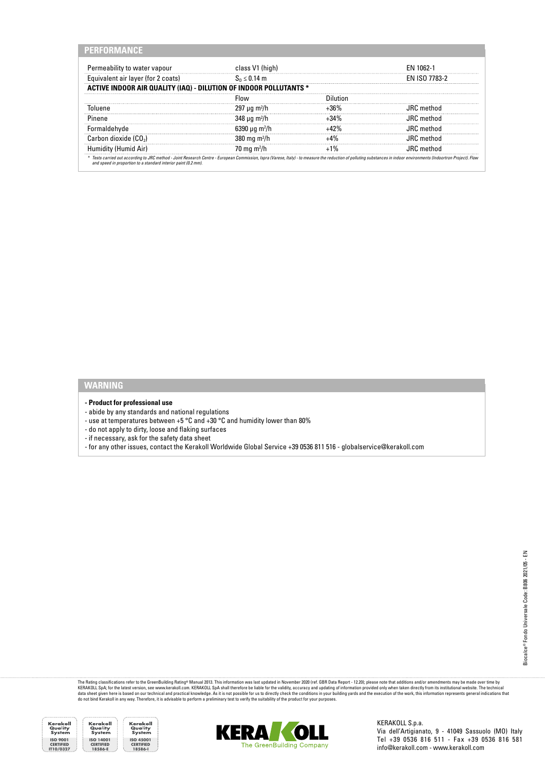## PERFORMANCE

| | | | |
|---|---|---|---|
| Permeability to water vapour | class V1 (high) | | EN 1062-1 |
| Equivalent air layer (for 2 coats) | $S_D \leq 0.14$ m | | EN ISO 7783-2 |
| **ACTIVE INDOOR AIR QUALITY (IAQ) - DILUTION OF INDOOR POLLUTANTS *** | | | |
| | Flow | Dilution | |
| Toluene | 297 μg m²/h | +36% | JRC method |
| Pinene | 348 μg m²/h | +34% | JRC method |
| Formaldehyde | 6390 μg m²/h | +42% | JRC method |
| Carbon dioxide ($CO_2$) | 380 mg m²/h | +4% | JRC method |
| Humidity (Humid Air) | 70 mg m²/h | +1% | JRC method |

* *Tests carried out according to JRC method - Joint Research Centre - European Commission, Ispra (Varese, Italy) - to measure the reduction of polluting substances in indoor environments (Indoortron Project). Flow and speed in proportion to a standard interior paint (0.2 mm).*

## WARNING

- **Product for professional use**
- abide by any standards and national regulations
- use at temperatures between +5 °C and +30 °C and humidity lower than 80%
- do not apply to dirty, loose and flaking surfaces
- if necessary, ask for the safety data sheet
- for any other issues, contact the Kerakoll Worldwide Global Service +39 0536 811 516 - globalservice@kerakoll.com

Biocalce® Fondo Universale Code: B806 2021/05 - EN

The Rating classifications refer to the GreenBuilding Rating® Manual 2013. This information was last updated in November 2020 (ref. GBR Data Report - 12.20); please note that additions and/or amendments may be made over time by KERAKOLL SpA; for the latest version, see www.kerakoll.com. KERAKOLL SpA shall therefore be liable for the validity, accuracy and updating of information provided only when taken directly from its institutional website. The technical data sheet given here is based on our technical and practical knowledge. As it is not possible for us to directly check the conditions in your building yards and the execution of the work, this information represents general indications that do not bind Kerakoll in any way. Therefore, it is advisable to perform a preliminary test to verify the suitability of the product for your purposes.

Kerakoll Quality System ISO 9001 CERTIFIED IT10/0327

Kerakoll Quality System ISO 14001 CERTIFIED 18586-E

Kerakoll Quality System ISO 45001 CERTIFIED 18586-I

KERAKOLL The GreenBuilding Company

KERAKOLL S.p.a.
Via dell'Artigianato, 9 - 41049 Sassuolo (MO) Italy
Tel +39 0536 816 511 - Fax +39 0536 816 581
info@kerakoll.com - www.kerakoll.com